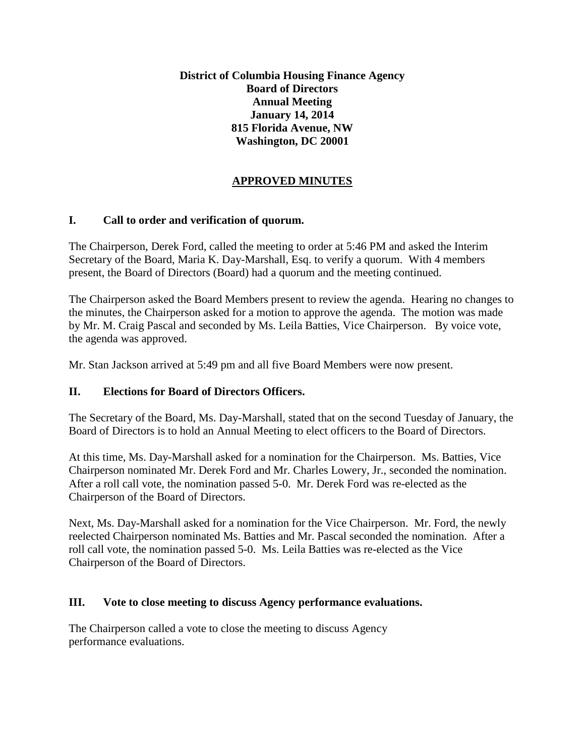**District of Columbia Housing Finance Agency**
**Board of Directors**
**Annual Meeting**
**January 14, 2014**
**815 Florida Avenue, NW**
**Washington, DC 20001**

## APPROVED MINUTES

### I. Call to order and verification of quorum.

The Chairperson, Derek Ford, called the meeting to order at 5:46 PM and asked the Interim Secretary of the Board, Maria K. Day-Marshall, Esq. to verify a quorum. With 4 members present, the Board of Directors (Board) had a quorum and the meeting continued.

The Chairperson asked the Board Members present to review the agenda. Hearing no changes to the minutes, the Chairperson asked for a motion to approve the agenda. The motion was made by Mr. M. Craig Pascal and seconded by Ms. Leila Batties, Vice Chairperson. By voice vote, the agenda was approved.

Mr. Stan Jackson arrived at 5:49 pm and all five Board Members were now present.

### II. Elections for Board of Directors Officers.

The Secretary of the Board, Ms. Day-Marshall, stated that on the second Tuesday of January, the Board of Directors is to hold an Annual Meeting to elect officers to the Board of Directors.

At this time, Ms. Day-Marshall asked for a nomination for the Chairperson. Ms. Batties, Vice Chairperson nominated Mr. Derek Ford and Mr. Charles Lowery, Jr., seconded the nomination. After a roll call vote, the nomination passed 5-0. Mr. Derek Ford was re-elected as the Chairperson of the Board of Directors.

Next, Ms. Day-Marshall asked for a nomination for the Vice Chairperson. Mr. Ford, the newly reelected Chairperson nominated Ms. Batties and Mr. Pascal seconded the nomination. After a roll call vote, the nomination passed 5-0. Ms. Leila Batties was re-elected as the Vice Chairperson of the Board of Directors.

### III. Vote to close meeting to discuss Agency performance evaluations.

The Chairperson called a vote to close the meeting to discuss Agency performance evaluations.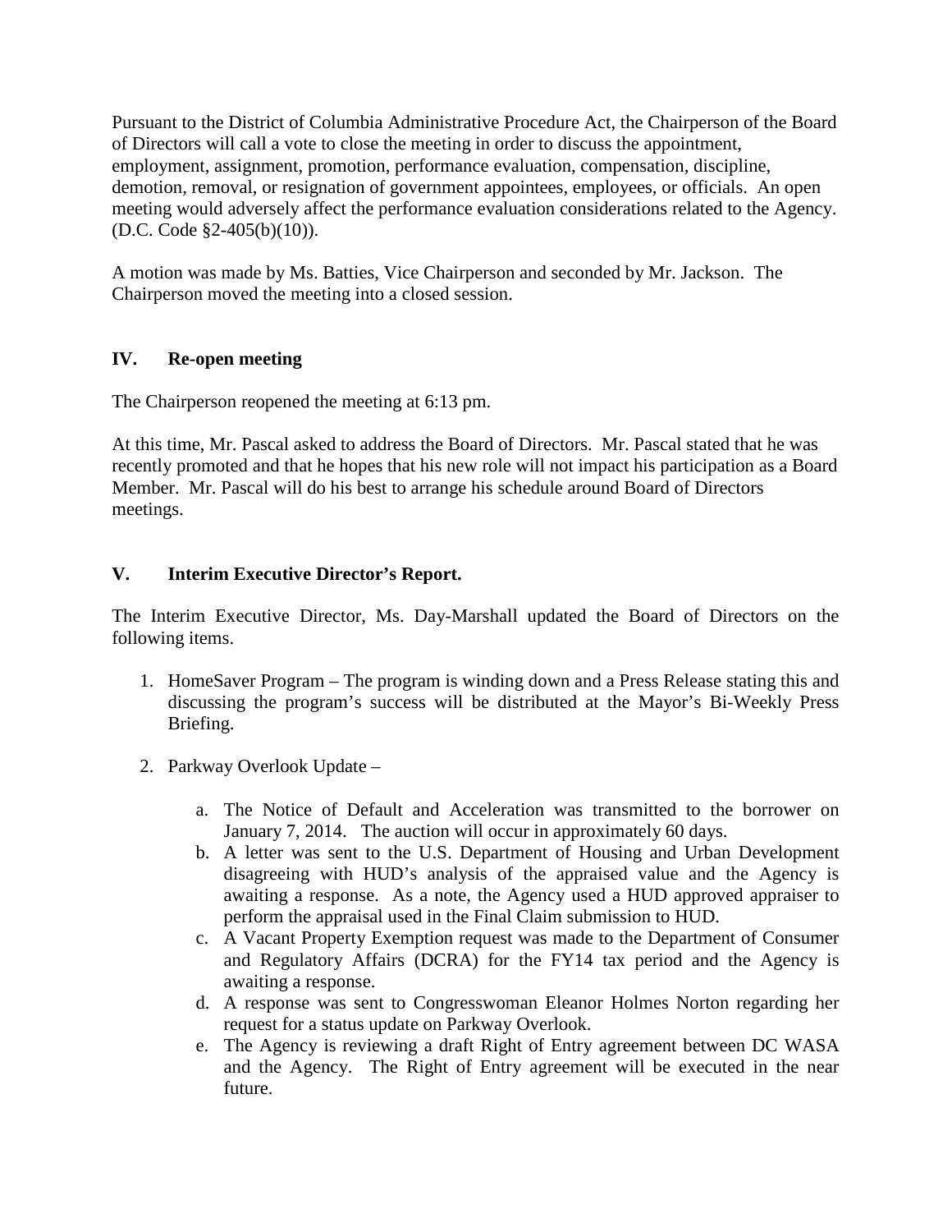Pursuant to the District of Columbia Administrative Procedure Act, the Chairperson of the Board of Directors will call a vote to close the meeting in order to discuss the appointment, employment, assignment, promotion, performance evaluation, compensation, discipline, demotion, removal, or resignation of government appointees, employees, or officials. An open meeting would adversely affect the performance evaluation considerations related to the Agency. (D.C. Code §2-405(b)(10)).

A motion was made by Ms. Batties, Vice Chairperson and seconded by Mr. Jackson. The Chairperson moved the meeting into a closed session.

## IV. Re-open meeting

The Chairperson reopened the meeting at 6:13 pm.

At this time, Mr. Pascal asked to address the Board of Directors. Mr. Pascal stated that he was recently promoted and that he hopes that his new role will not impact his participation as a Board Member. Mr. Pascal will do his best to arrange his schedule around Board of Directors meetings.

## V. Interim Executive Director's Report.

The Interim Executive Director, Ms. Day-Marshall updated the Board of Directors on the following items.

1. HomeSaver Program – The program is winding down and a Press Release stating this and discussing the program's success will be distributed at the Mayor's Bi-Weekly Press Briefing.

2. Parkway Overlook Update –

    a. The Notice of Default and Acceleration was transmitted to the borrower on January 7, 2014. The auction will occur in approximately 60 days.
    b. A letter was sent to the U.S. Department of Housing and Urban Development disagreeing with HUD's analysis of the appraised value and the Agency is awaiting a response. As a note, the Agency used a HUD approved appraiser to perform the appraisal used in the Final Claim submission to HUD.
    c. A Vacant Property Exemption request was made to the Department of Consumer and Regulatory Affairs (DCRA) for the FY14 tax period and the Agency is awaiting a response.
    d. A response was sent to Congresswoman Eleanor Holmes Norton regarding her request for a status update on Parkway Overlook.
    e. The Agency is reviewing a draft Right of Entry agreement between DC WASA and the Agency. The Right of Entry agreement will be executed in the near future.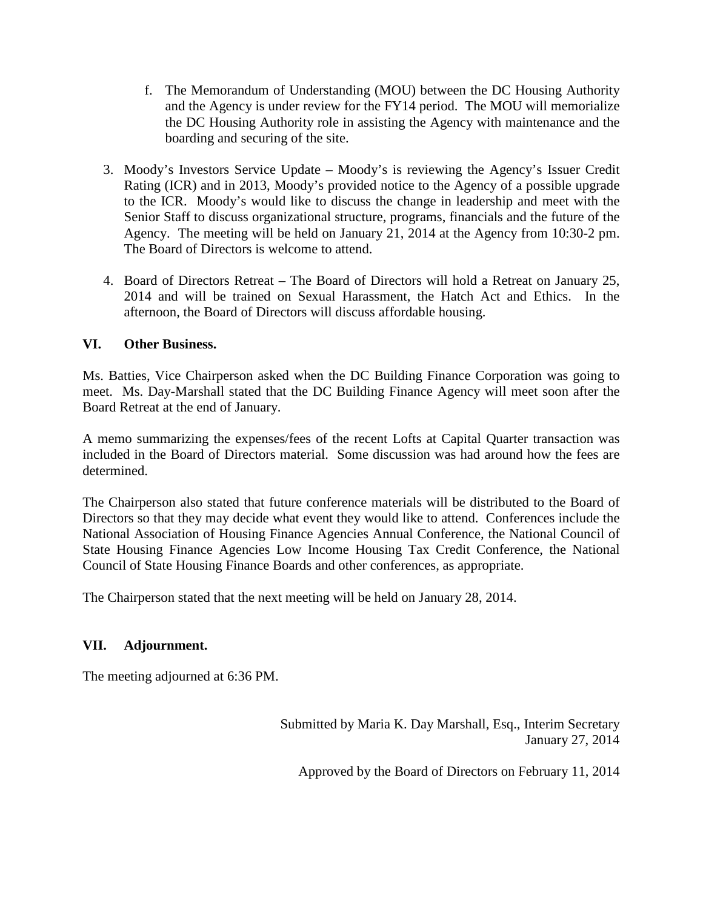f. The Memorandum of Understanding (MOU) between the DC Housing Authority and the Agency is under review for the FY14 period. The MOU will memorialize the DC Housing Authority role in assisting the Agency with maintenance and the boarding and securing of the site.

3. Moody's Investors Service Update – Moody's is reviewing the Agency's Issuer Credit Rating (ICR) and in 2013, Moody's provided notice to the Agency of a possible upgrade to the ICR. Moody's would like to discuss the change in leadership and meet with the Senior Staff to discuss organizational structure, programs, financials and the future of the Agency. The meeting will be held on January 21, 2014 at the Agency from 10:30-2 pm. The Board of Directors is welcome to attend.

4. Board of Directors Retreat – The Board of Directors will hold a Retreat on January 25, 2014 and will be trained on Sexual Harassment, the Hatch Act and Ethics. In the afternoon, the Board of Directors will discuss affordable housing.

## VI. Other Business.

Ms. Batties, Vice Chairperson asked when the DC Building Finance Corporation was going to meet. Ms. Day-Marshall stated that the DC Building Finance Agency will meet soon after the Board Retreat at the end of January.

A memo summarizing the expenses/fees of the recent Lofts at Capital Quarter transaction was included in the Board of Directors material. Some discussion was had around how the fees are determined.

The Chairperson also stated that future conference materials will be distributed to the Board of Directors so that they may decide what event they would like to attend. Conferences include the National Association of Housing Finance Agencies Annual Conference, the National Council of State Housing Finance Agencies Low Income Housing Tax Credit Conference, the National Council of State Housing Finance Boards and other conferences, as appropriate.

The Chairperson stated that the next meeting will be held on January 28, 2014.

## VII. Adjournment.

The meeting adjourned at 6:36 PM.

Submitted by Maria K. Day Marshall, Esq., Interim Secretary
January 27, 2014

Approved by the Board of Directors on February 11, 2014